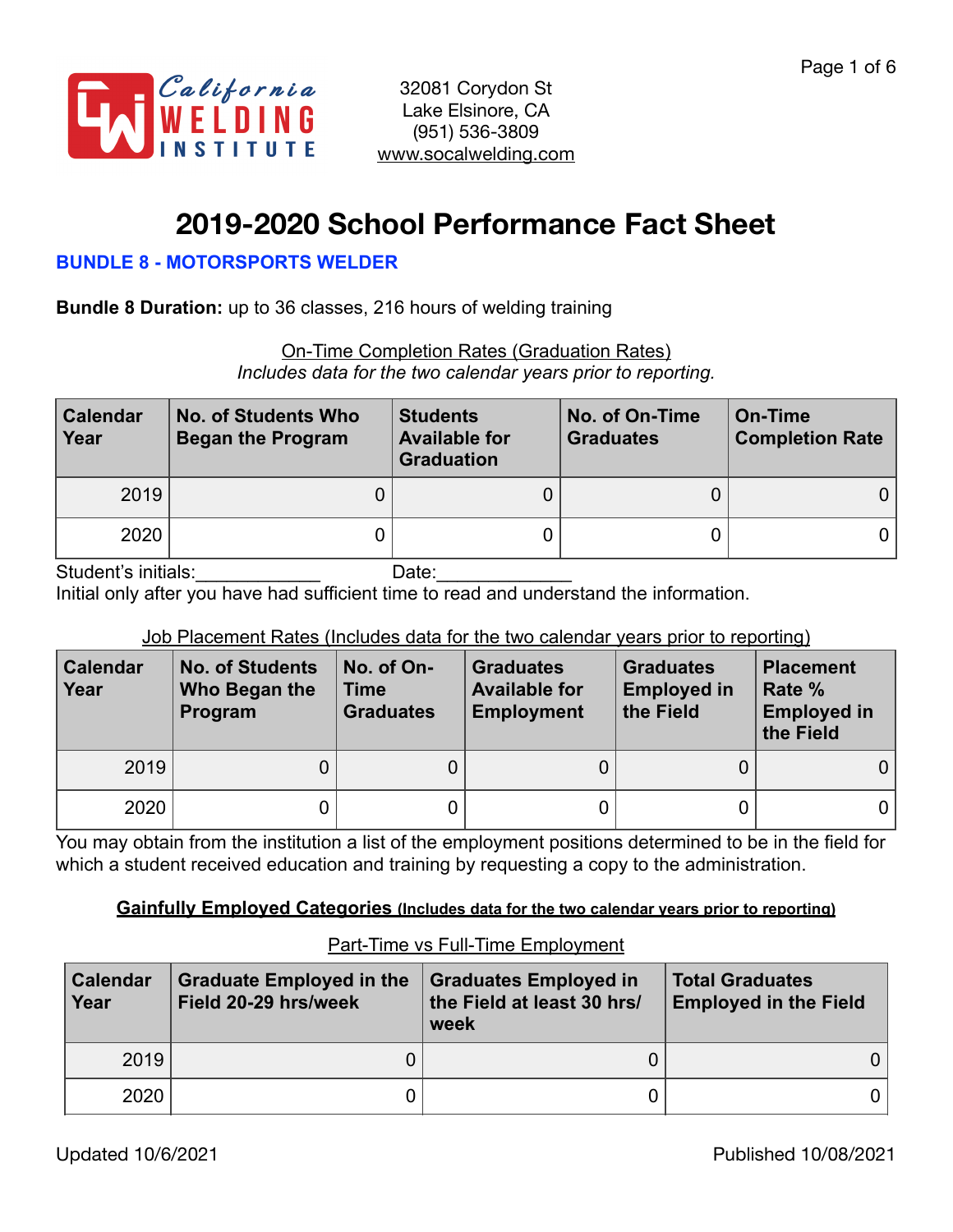California Welding Institute

32081 Corydon St
Lake Elsinore, CA
(951) 536-3809
www.socalwelding.com

# 2019-2020 School Performance Fact Sheet

**BUNDLE 8 - MOTORSPORTS WELDER**

**Bundle 8 Duration:** up to 36 classes, 216 hours of welding training

On-Time Completion Rates (Graduation Rates)
*Includes data for the two calendar years prior to reporting.*

| Calendar Year | No. of Students Who Began the Program | Students Available for Graduation | No. of On-Time Graduates | On-Time Completion Rate |
|---|---|---|---|---|
| 2019 | 0 | 0 | 0 | 0 |
| 2020 | 0 | 0 | 0 | 0 |

Student's initials:____________ Date:_____________
Initial only after you have had sufficient time to read and understand the information.

Job Placement Rates (Includes data for the two calendar years prior to reporting)

| Calendar Year | No. of Students Who Began the Program | No. of On-Time Graduates | Graduates Available for Employment | Graduates Employed in the Field | Placement Rate % Employed in the Field |
|---|---|---|---|---|---|
| 2019 | 0 | 0 | 0 | 0 | 0 |
| 2020 | 0 | 0 | 0 | 0 | 0 |

You may obtain from the institution a list of the employment positions determined to be in the field for which a student received education and training by requesting a copy to the administration.

**Gainfully Employed Categories (Includes data for the two calendar years prior to reporting)**

Part-Time vs Full-Time Employment

| Calendar Year | Graduate Employed in the Field 20-29 hrs/week | Graduates Employed in the Field at least 30 hrs/week | Total Graduates Employed in the Field |
|---|---|---|---|
| 2019 | 0 | 0 | 0 |
| 2020 | 0 | 0 | 0 |

Updated 10/6/2021 Published 10/08/2021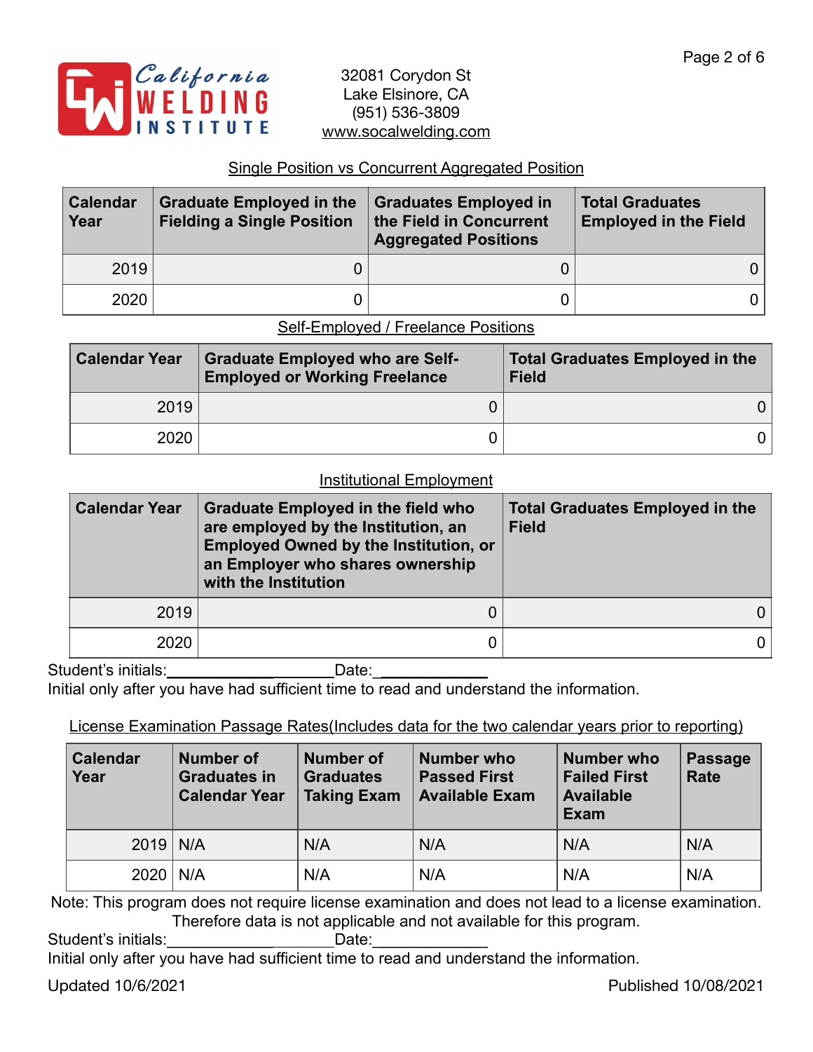California WELDING INSTITUTE

32081 Corydon St
Lake Elsinore, CA
(951) 536-3809
www.socalwelding.com

## Single Position vs Concurrent Aggregated Position

| Calendar Year | Graduate Employed in the Fielding a Single Position | Graduates Employed in the Field in Concurrent Aggregated Positions | Total Graduates Employed in the Field |
|---|---|---|---|
| 2019 | 0 | 0 | 0 |
| 2020 | 0 | 0 | 0 |

## Self-Employed / Freelance Positions

| Calendar Year | Graduate Employed who are Self-Employed or Working Freelance | Total Graduates Employed in the Field |
|---|---|---|
| 2019 | 0 | 0 |
| 2020 | 0 | 0 |

## Institutional Employment

| Calendar Year | Graduate Employed in the field who are employed by the Institution, an Employed Owned by the Institution, or an Employer who shares ownership with the Institution | Total Graduates Employed in the Field |
|---|---|---|
| 2019 | 0 | 0 |
| 2020 | 0 | 0 |

Student's initials:____________________Date:_____________
Initial only after you have had sufficient time to read and understand the information.

## License Examination Passage Rates(Includes data for the two calendar years prior to reporting)

| Calendar Year | Number of Graduates in Calendar Year | Number of Graduates Taking Exam | Number who Passed First Available Exam | Number who Failed First Available Exam | Passage Rate |
|---|---|---|---|---|---|
| 2019 | N/A | N/A | N/A | N/A | N/A |
| 2020 | N/A | N/A | N/A | N/A | N/A |

Note: This program does not require license examination and does not lead to a license examination. Therefore data is not applicable and not available for this program.

Student's initials:____________________Date:_____________
Initial only after you have had sufficient time to read and understand the information.

Updated 10/6/2021

Published 10/08/2021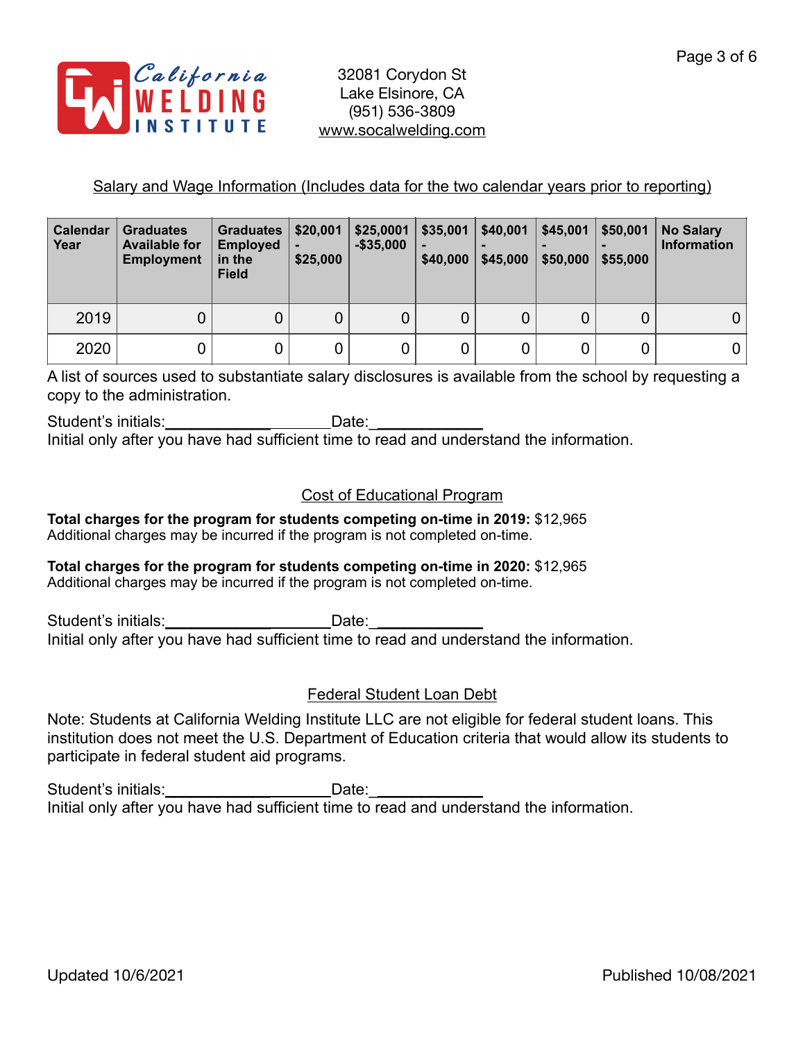California Welding Institute

32081 Corydon St
Lake Elsinore, CA
(951) 536-3809
www.socalwelding.com

## Salary and Wage Information (Includes data for the two calendar years prior to reporting)

| Calendar Year | Graduates Available for Employment | Graduates Employed in the Field | $20,001 - $25,000 | $25,0001 -$35,000 | $35,001 - $40,000 | $40,001 - $45,000 | $45,001 - $50,000 | $50,001 - $55,000 | No Salary Information |
|---|---|---|---|---|---|---|---|---|---|
| 2019 | 0 | 0 | 0 | 0 | 0 | 0 | 0 | 0 | 0 |
| 2020 | 0 | 0 | 0 | 0 | 0 | 0 | 0 | 0 | 0 |

A list of sources used to substantiate salary disclosures is available from the school by requesting a copy to the administration.

Student's initials:____________________Date:_____________
Initial only after you have had sufficient time to read and understand the information.

## Cost of Educational Program

**Total charges for the program for students competing on-time in 2019:** $12,965
Additional charges may be incurred if the program is not completed on-time.

**Total charges for the program for students competing on-time in 2020:** $12,965
Additional charges may be incurred if the program is not completed on-time.

Student's initials:____________________Date:_____________
Initial only after you have had sufficient time to read and understand the information.

## Federal Student Loan Debt

Note: Students at California Welding Institute LLC are not eligible for federal student loans. This institution does not meet the U.S. Department of Education criteria that would allow its students to participate in federal student aid programs.

Student's initials:____________________Date:_____________
Initial only after you have had sufficient time to read and understand the information.

Updated 10/6/2021

Published 10/08/2021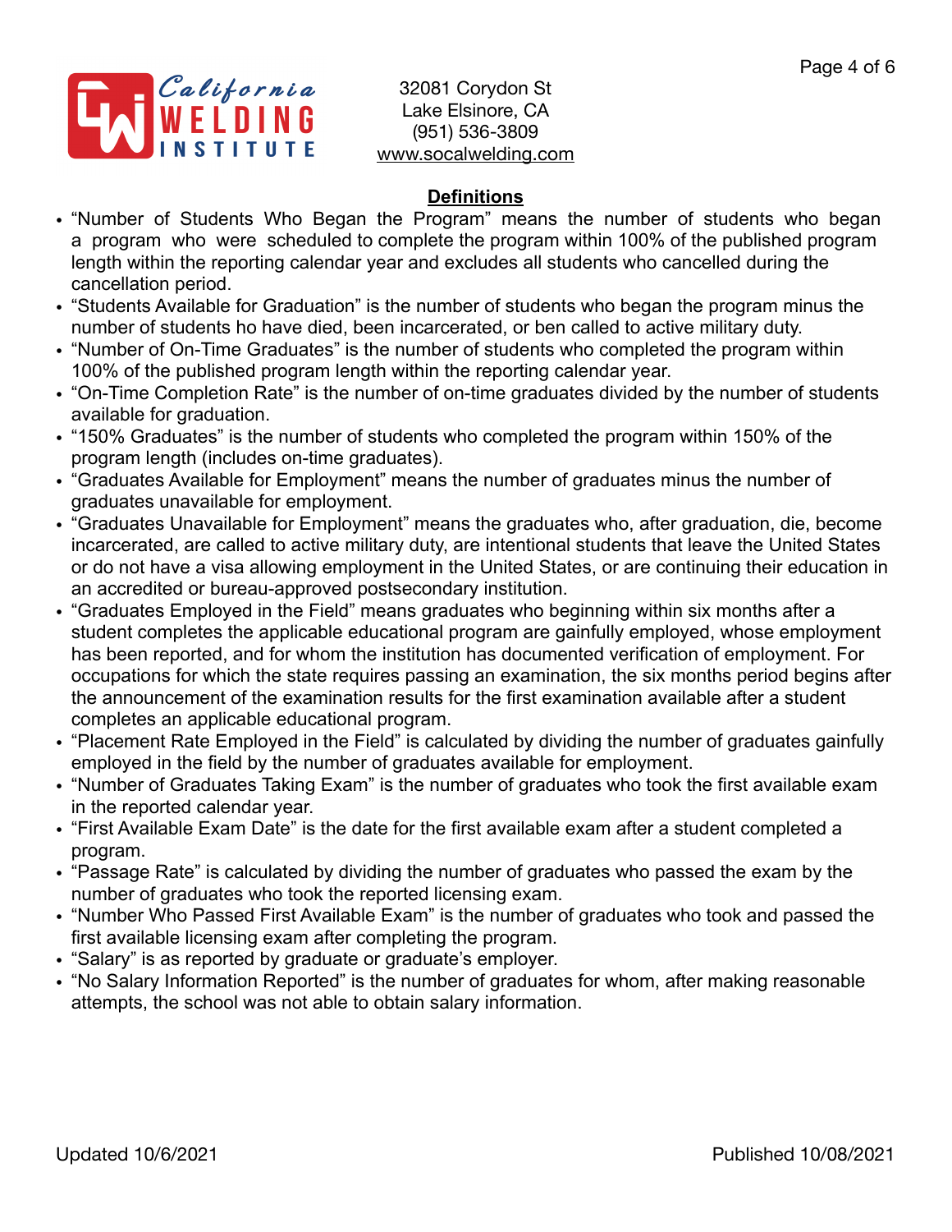32081 Corydon St
Lake Elsinore, CA
(951) 536-3809
www.socalwelding.com

## Definitions

- "Number of Students Who Began the Program" means the number of students who began a program who were scheduled to complete the program within 100% of the published program length within the reporting calendar year and excludes all students who cancelled during the cancellation period.
- "Students Available for Graduation" is the number of students who began the program minus the number of students ho have died, been incarcerated, or ben called to active military duty.
- "Number of On-Time Graduates" is the number of students who completed the program within 100% of the published program length within the reporting calendar year.
- "On-Time Completion Rate" is the number of on-time graduates divided by the number of students available for graduation.
- "150% Graduates" is the number of students who completed the program within 150% of the program length (includes on-time graduates).
- "Graduates Available for Employment" means the number of graduates minus the number of graduates unavailable for employment.
- "Graduates Unavailable for Employment" means the graduates who, after graduation, die, become incarcerated, are called to active military duty, are intentional students that leave the United States or do not have a visa allowing employment in the United States, or are continuing their education in an accredited or bureau-approved postsecondary institution.
- "Graduates Employed in the Field" means graduates who beginning within six months after a student completes the applicable educational program are gainfully employed, whose employment has been reported, and for whom the institution has documented verification of employment. For occupations for which the state requires passing an examination, the six months period begins after the announcement of the examination results for the first examination available after a student completes an applicable educational program.
- "Placement Rate Employed in the Field" is calculated by dividing the number of graduates gainfully employed in the field by the number of graduates available for employment.
- "Number of Graduates Taking Exam" is the number of graduates who took the first available exam in the reported calendar year.
- "First Available Exam Date" is the date for the first available exam after a student completed a program.
- "Passage Rate" is calculated by dividing the number of graduates who passed the exam by the number of graduates who took the reported licensing exam.
- "Number Who Passed First Available Exam" is the number of graduates who took and passed the first available licensing exam after completing the program.
- "Salary" is as reported by graduate or graduate's employer.
- "No Salary Information Reported" is the number of graduates for whom, after making reasonable attempts, the school was not able to obtain salary information.

Updated 10/6/2021 Published 10/08/2021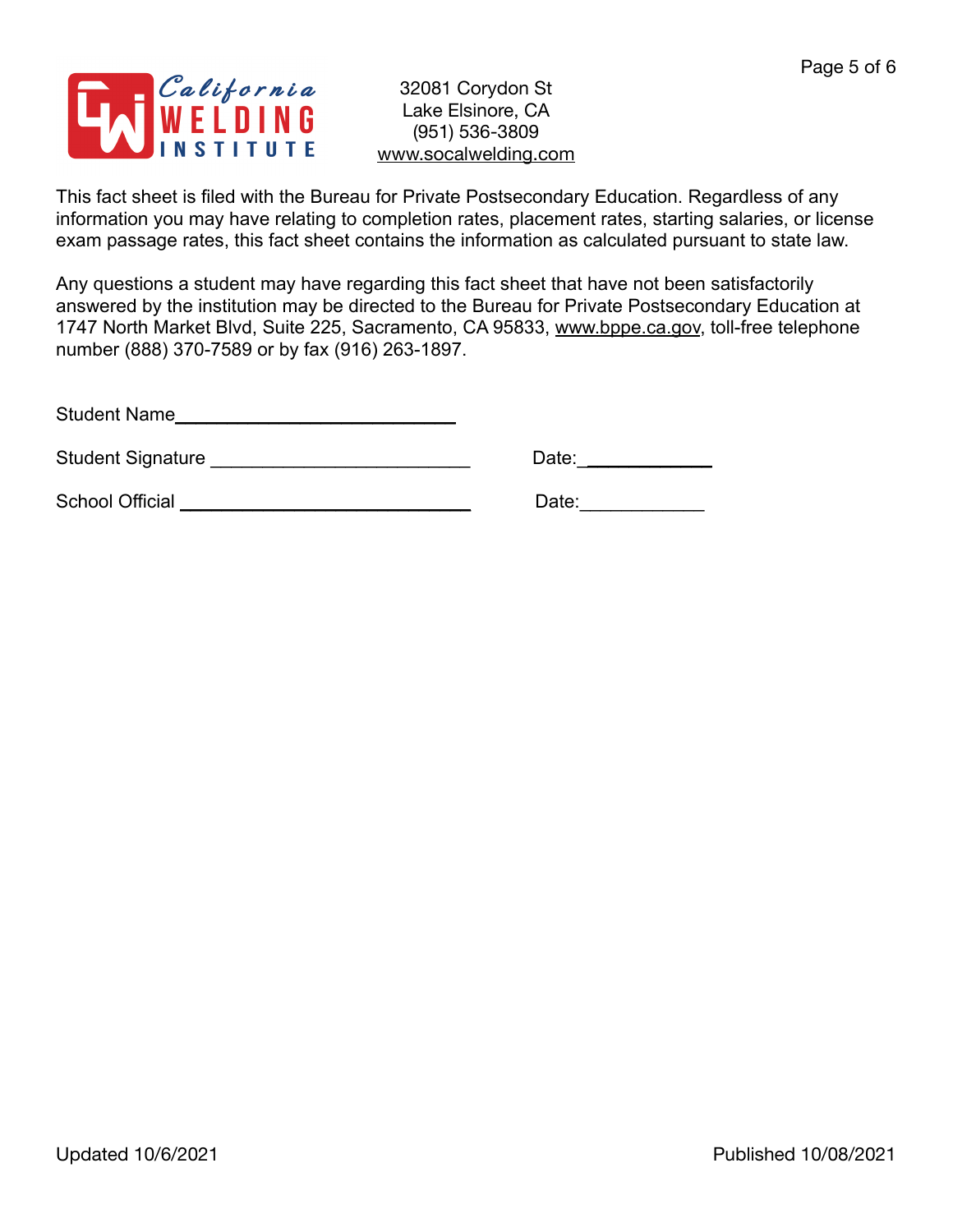32081 Corydon St
Lake Elsinore, CA
(951) 536-3809
www.socalwelding.com

This fact sheet is filed with the Bureau for Private Postsecondary Education. Regardless of any information you may have relating to completion rates, placement rates, starting salaries, or license exam passage rates, this fact sheet contains the information as calculated pursuant to state law.

Any questions a student may have regarding this fact sheet that have not been satisfactorily answered by the institution may be directed to the Bureau for Private Postsecondary Education at 1747 North Market Blvd, Suite 225, Sacramento, CA 95833, www.bppe.ca.gov, toll-free telephone number (888) 370-7589 or by fax (916) 263-1897.

Student Name___________________________

Student Signature _________________________ Date:____________

School Official ___________________________ Date:____________

Updated 10/6/2021 Published 10/08/2021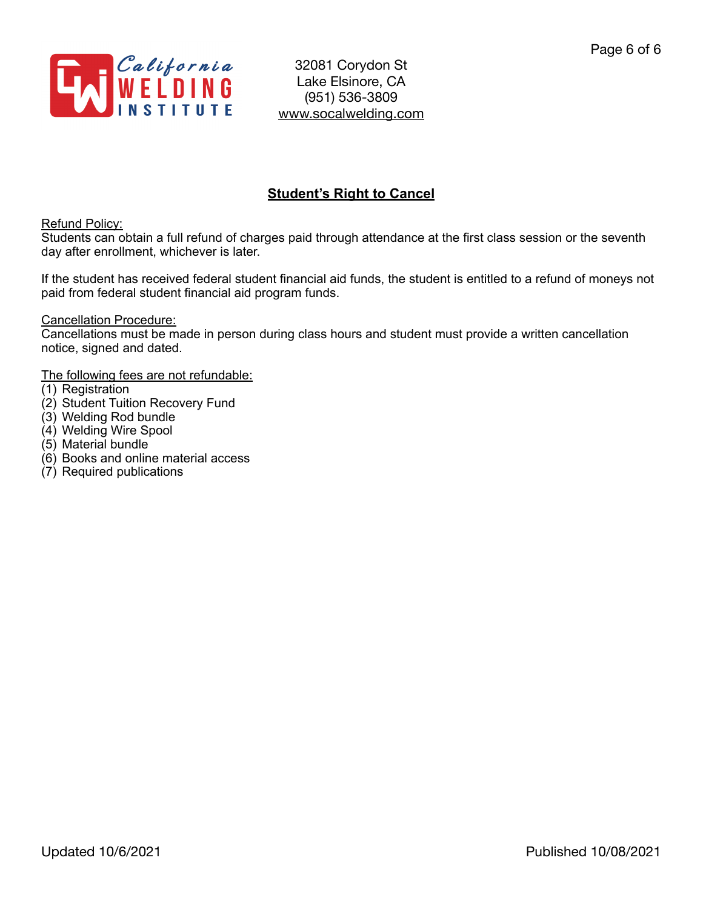32081 Corydon St
Lake Elsinore, CA
(951) 536-3809
www.socalwelding.com

## Student's Right to Cancel

Refund Policy:
Students can obtain a full refund of charges paid through attendance at the first class session or the seventh day after enrollment, whichever is later.

If the student has received federal student financial aid funds, the student is entitled to a refund of moneys not paid from federal student financial aid program funds.

Cancellation Procedure:
Cancellations must be made in person during class hours and student must provide a written cancellation notice, signed and dated.

The following fees are not refundable:
(1) Registration
(2) Student Tuition Recovery Fund
(3) Welding Rod bundle
(4) Welding Wire Spool
(5) Material bundle
(6) Books and online material access
(7) Required publications

Updated 10/6/2021 Published 10/08/2021